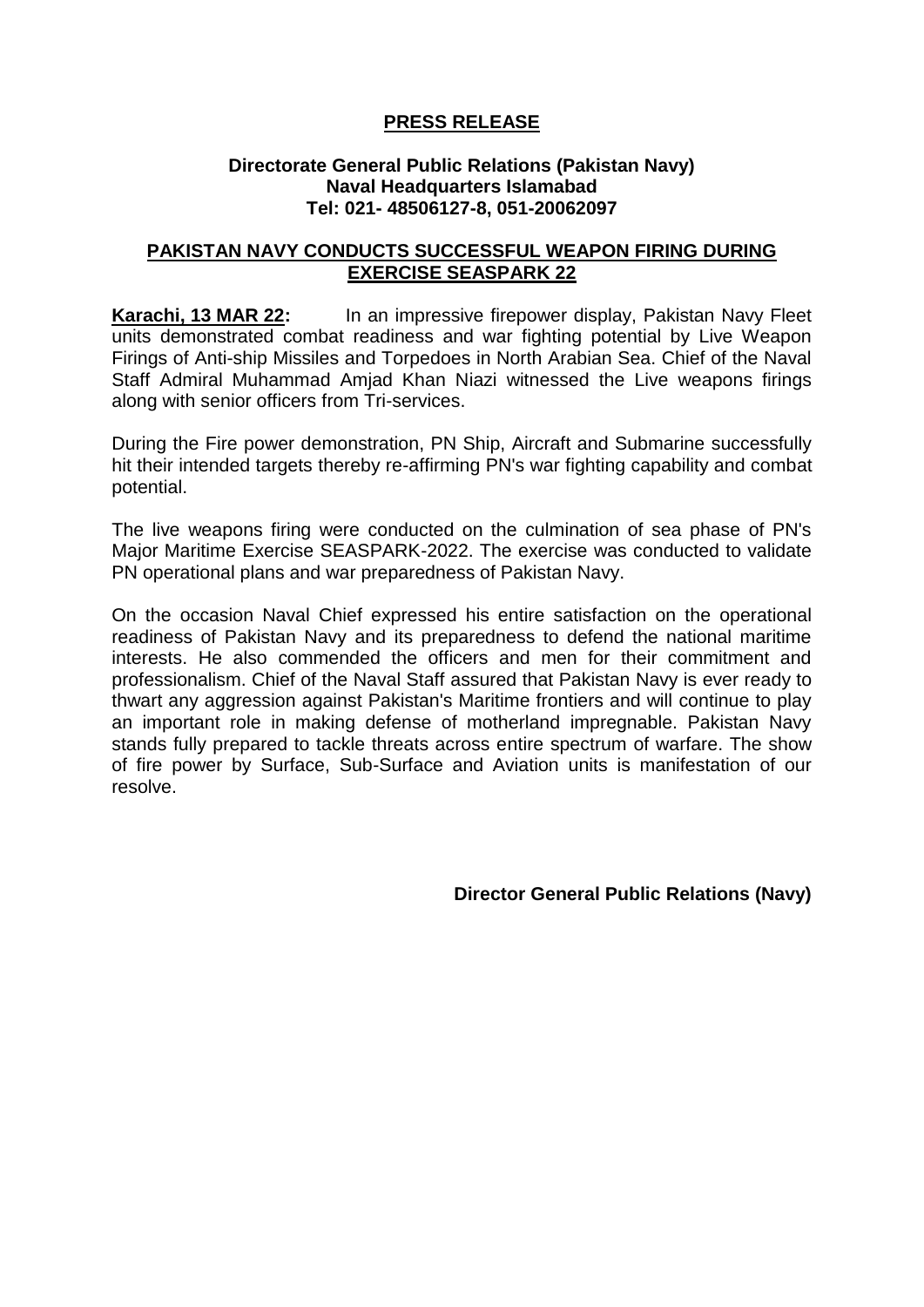# PRESS RELEASE

**Directorate General Public Relations (Pakistan Navy)**
**Naval Headquarters Islamabad**
**Tel: 021- 48506127-8, 051-20062097**

## PAKISTAN NAVY CONDUCTS SUCCESSFUL WEAPON FIRING DURING EXERCISE SEASPARK 22

**Karachi, 13 MAR 22:** In an impressive firepower display, Pakistan Navy Fleet units demonstrated combat readiness and war fighting potential by Live Weapon Firings of Anti-ship Missiles and Torpedoes in North Arabian Sea. Chief of the Naval Staff Admiral Muhammad Amjad Khan Niazi witnessed the Live weapons firings along with senior officers from Tri-services.

During the Fire power demonstration, PN Ship, Aircraft and Submarine successfully hit their intended targets thereby re-affirming PN's war fighting capability and combat potential.

The live weapons firing were conducted on the culmination of sea phase of PN's Major Maritime Exercise SEASPARK-2022. The exercise was conducted to validate PN operational plans and war preparedness of Pakistan Navy.

On the occasion Naval Chief expressed his entire satisfaction on the operational readiness of Pakistan Navy and its preparedness to defend the national maritime interests. He also commended the officers and men for their commitment and professionalism. Chief of the Naval Staff assured that Pakistan Navy is ever ready to thwart any aggression against Pakistan's Maritime frontiers and will continue to play an important role in making defense of motherland impregnable. Pakistan Navy stands fully prepared to tackle threats across entire spectrum of warfare. The show of fire power by Surface, Sub-Surface and Aviation units is manifestation of our resolve.

**Director General Public Relations (Navy)**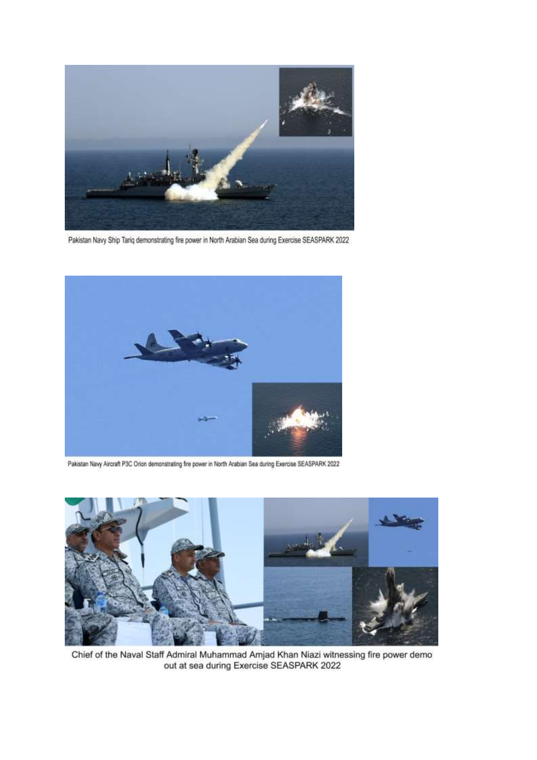Pakistan Navy Ship Tariq demonstrating fire power in North Arabian Sea during Exercise SEASPARK 2022

Pakistan Navy Aircraft P3C Orion demonstrating fire power in North Arabian Sea during Exercise SEASPARK 2022

Chief of the Naval Staff Admiral Muhammad Amjad Khan Niazi witnessing fire power demo out at sea during Exercise SEASPARK 2022